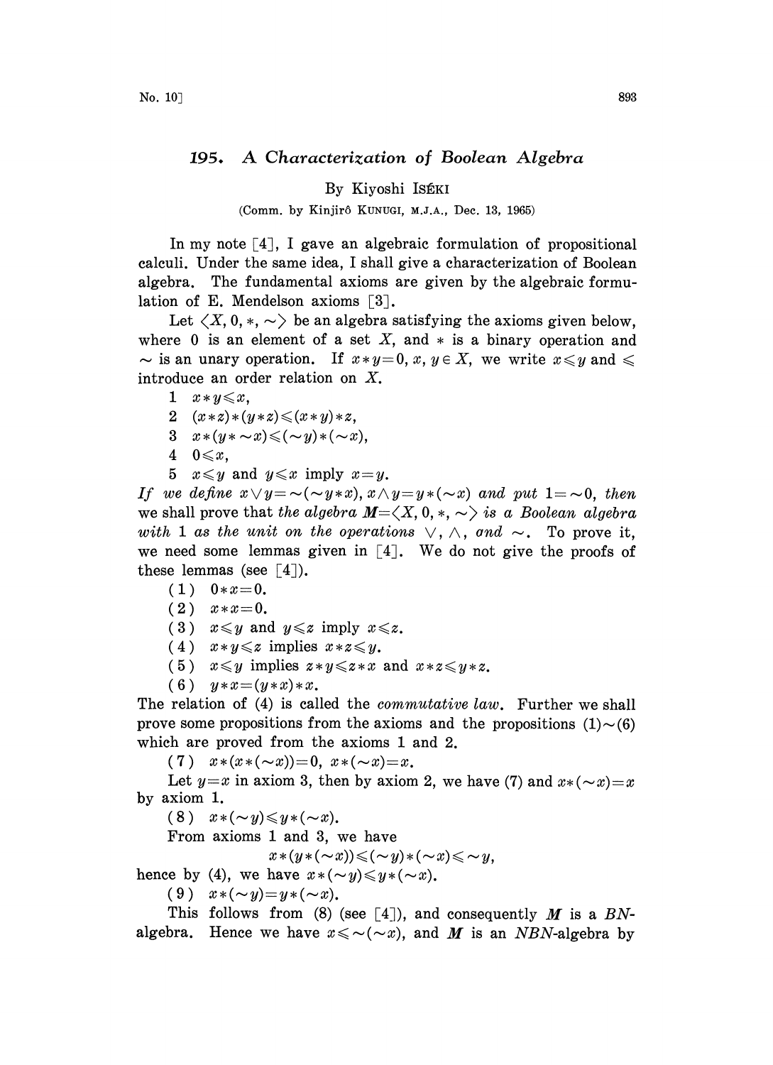# 195. A Characterization of Boolean Algebra

By Kiyoshi ISÉKI

(Comm. by Kinjirô KUNUGI, M.J.A., Dec. 13, 1965)

In my note [4], I gave an algebraic formulation of propositional calculi. Under the same idea, I shall give a characterization of Boolean algebra. The fundamental axioms are given by the algebraic formulation of E. Mendelson axioms [3].

Let $\langle X, 0, *, \sim \rangle$ be an algebra satisfying the axioms given below, where 0 is an element of a set $X$, and $*$ is a binary operation and $\sim$ is an unary operation. If $x*y=0$, $x, y \in X$, we write $x \leqslant y$ and $\leqslant$ introduce an order relation on $X$.

1 $x*y \leqslant x$,

2 $(x*z)*(y*z) \leqslant (x*y)*z$,

3 $x*(y*\sim x) \leqslant (\sim y)*(\sim x)$,

4 $0 \leqslant x$,

5 $x \leqslant y$ and $y \leqslant x$ imply $x=y$.

*If we define* $x \vee y = \sim(\sim y * x)$, $x \wedge y = y*(\sim x)$ *and put* $1 = \sim 0$, *then* we shall prove that *the algebra* $\boldsymbol{M} = \langle X, 0, *, \sim \rangle$ *is a Boolean algebra with* 1 *as the unit on the operations* $\vee$, $\wedge$, *and* $\sim$. To prove it, we need some lemmas given in [4]. We do not give the proofs of these lemmas (see [4]).

(1) $0*x=0$.

(2) $x*x=0$.

(3) $x \leqslant y$ and $y \leqslant z$ imply $x \leqslant z$.

(4) $x*y \leqslant z$ implies $x*z \leqslant y$.

(5) $x \leqslant y$ implies $z*y \leqslant z*x$ and $x*z \leqslant y*z$.

(6) $y*x = (y*x)*x$.

The relation of (4) is called the *commutative law*. Further we shall prove some propositions from the axioms and the propositions (1)~(6) which are proved from the axioms 1 and 2.

(7) $x*(x*(\sim x))=0$, $x*(\sim x)=x$.

Let $y=x$ in axiom 3, then by axiom 2, we have (7) and $x*(\sim x)=x$ by axiom 1.

(8) $x*(\sim y) \leqslant y*(\sim x)$.

From axioms 1 and 3, we have

$$x*(y*(\sim x)) \leqslant (\sim y)*(\sim x) \leqslant \sim y,$$

hence by (4), we have $x*(\sim y) \leqslant y*(\sim x)$.

(9) $x*(\sim y) = y*(\sim x)$.

This follows from (8) (see [4]), and consequently $\boldsymbol{M}$ is a $BN$-algebra. Hence we have $x \leqslant \sim(\sim x)$, and $\boldsymbol{M}$ is an $NBN$-algebra by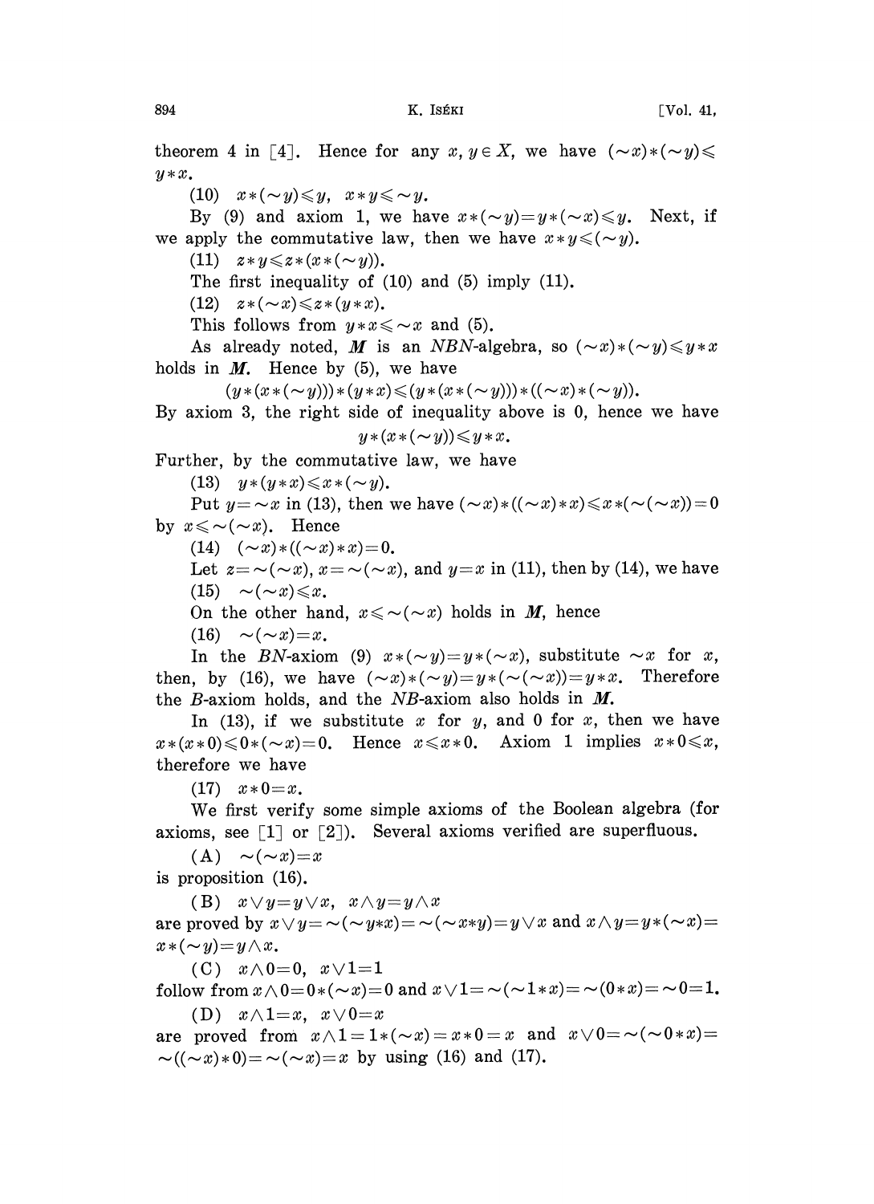theorem 4 in [4]. Hence for any $x, y \in X$, we have $(\sim x)*(\sim y) \leqslant y*x$.

(10) $x*(\sim y) \leqslant y$, $x*y \leqslant \sim y$.

By (9) and axiom 1, we have $x*(\sim y) = y*(\sim x) \leqslant y$. Next, if we apply the commutative law, then we have $x*y \leqslant (\sim y)$.

(11) $z*y \leqslant z*(x*(\sim y))$.

The first inequality of (10) and (5) imply (11).

(12) $z*(\sim x) \leqslant z*(y*x)$.

This follows from $y*x \leqslant \sim x$ and (5).

As already noted, $\boldsymbol{M}$ is an $NBN$-algebra, so $(\sim x)*(\sim y) \leqslant y*x$ holds in $\boldsymbol{M}$. Hence by (5), we have

$$(y*(x*(\sim y)))*(y*x) \leqslant (y*(x*(\sim y)))*((\sim x)*(\sim y)).$$

By axiom 3, the right side of inequality above is 0, hence we have

$$y*(x*(\sim y)) \leqslant y*x.$$

Further, by the commutative law, we have

(13) $y*(y*x) \leqslant x*(\sim y)$.

Put $y = \sim x$ in (13), then we have $(\sim x)*((\sim x)*x) \leqslant x*(\sim(\sim x)) = 0$ by $x \leqslant \sim(\sim x)$. Hence

(14) $(\sim x)*((\sim x)*x) = 0$.

Let $z = \sim(\sim x)$, $x = \sim(\sim x)$, and $y = x$ in (11), then by (14), we have

(15) $\sim(\sim x) \leqslant x$.

On the other hand, $x \leqslant \sim(\sim x)$ holds in $\boldsymbol{M}$, hence

(16) $\sim(\sim x) = x$.

In the $BN$-axiom (9) $x*(\sim y) = y*(\sim x)$, substitute $\sim x$ for $x$, then, by (16), we have $(\sim x)*(\sim y) = y*(\sim(\sim x)) = y*x$. Therefore the $B$-axiom holds, and the $NB$-axiom also holds in $\boldsymbol{M}$.

In (13), if we substitute $x$ for $y$, and 0 for $x$, then we have $x*(x*0) \leqslant 0*(\sim x) = 0$. Hence $x \leqslant x*0$. Axiom 1 implies $x*0 \leqslant x$, therefore we have

(17) $x*0 = x$.

We first verify some simple axioms of the Boolean algebra (for axioms, see [1] or [2]). Several axioms verified are superfluous.

(A) $\sim(\sim x) = x$

is proposition (16).

(B) $x \vee y = y \vee x$, $x \wedge y = y \wedge x$

are proved by $x \vee y = \sim(\sim y*x) = \sim(\sim x*y) = y \vee x$ and $x \wedge y = y*(\sim x) = x*(\sim y) = y \wedge x$.

(C) $x \wedge 0 = 0$, $x \vee 1 = 1$

follow from $x \wedge 0 = 0*(\sim x) = 0$ and $x \vee 1 = \sim(\sim 1*x) = \sim(0*x) = \sim 0 = 1$.

(D) $x \wedge 1 = x$, $x \vee 0 = x$

are proved from $x \wedge 1 = 1*(\sim x) = x*0 = x$ and $x \vee 0 = \sim(\sim 0*x) = \sim((\sim x)*0) = \sim(\sim x) = x$ by using (16) and (17).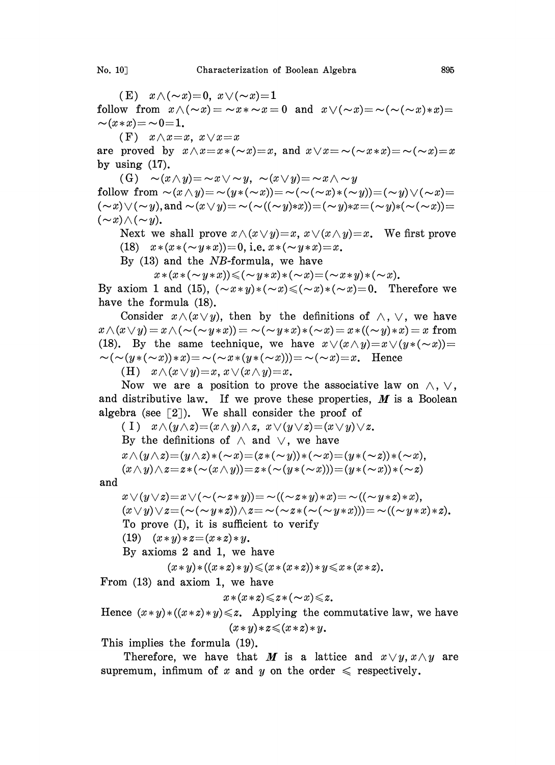(E) $x \wedge (\sim x) = 0,\ x \vee (\sim x) = 1$

follow from $x \wedge (\sim x) = \sim x * \sim x = 0$ and $x \vee (\sim x) = \sim(\sim(\sim x) * x) = \sim(x * x) = \sim 0 = 1$.

(F) $x \wedge x = x,\ x \vee x = x$

are proved by $x \wedge x = x * (\sim x) = x$, and $x \vee x = \sim(\sim x * x) = \sim(\sim x) = x$ by using (17).

(G) $\sim(x \wedge y) = \sim x \vee \sim y,\ \sim(x \vee y) = \sim x \wedge \sim y$

follow from $\sim(x \wedge y) = \sim(y * (\sim x)) = \sim(\sim(\sim x) * (\sim y)) = (\sim y) \vee (\sim x) = (\sim x) \vee (\sim y)$, and $\sim(x \vee y) = \sim(\sim((\sim y) * x)) = (\sim y) * x = (\sim y) * (\sim(\sim x)) = (\sim x) \wedge (\sim y)$.

Next we shall prove $x \wedge (x \vee y) = x,\ x \vee (x \wedge y) = x$. We first prove

(18) $x * (x * (\sim y * x)) = 0$, i.e. $x * (\sim y * x) = x$.

By (13) and the *NB*-formula, we have

$$x * (x * (\sim y * x)) \leqslant (\sim y * x) * (\sim x) = (\sim x * y) * (\sim x).$$

By axiom 1 and (15), $(\sim x * y) * (\sim x) \leqslant (\sim x) * (\sim x) = 0$. Therefore we have the formula (18).

Consider $x \wedge (x \vee y)$, then by the definitions of $\wedge$, $\vee$, we have $x \wedge (x \vee y) = x \wedge (\sim(\sim y * x)) = \sim(\sim y * x) * (\sim x) = x * ((\sim y) * x) = x$ from (18). By the same technique, we have $x \vee (x \wedge y) = x \vee (y * (\sim x)) = \sim(\sim(y * (\sim x)) * x) = \sim(\sim x * (y * (\sim x))) = \sim(\sim x) = x$. Hence

(H) $x \wedge (x \vee y) = x,\ x \vee (x \wedge y) = x$.

Now we are a position to prove the associative law on $\wedge$, $\vee$, and distributive law. If we prove these properties, $\boldsymbol{M}$ is a Boolean algebra (see [2]). We shall consider the proof of

(I) $x \wedge (y \wedge z) = (x \wedge y) \wedge z,\ x \vee (y \vee z) = (x \vee y) \vee z$.

By the definitions of $\wedge$ and $\vee$, we have

$$x \wedge (y \wedge z) = (y \wedge z) * (\sim x) = (z * (\sim y)) * (\sim x) = (y * (\sim z)) * (\sim x),$$
$$(x \wedge y) \wedge z = z * (\sim(x \wedge y)) = z * (\sim(y * (\sim x))) = (y * (\sim x)) * (\sim z)$$

and

$$x \vee (y \vee z) = x \vee (\sim(\sim z * y)) = \sim((\sim z * y) * x) = \sim((\sim y * z) * x),$$
$$(x \vee y) \vee z = (\sim(\sim y * z)) \wedge z = \sim(\sim z * (\sim(\sim y * x))) = \sim((\sim y * x) * z).$$

To prove (I), it is sufficient to verify

(19) $(x * y) * z = (x * z) * y$.

By axioms 2 and 1, we have

$$(x * y) * ((x * z) * y) \leqslant (x * (x * z)) * y \leqslant x * (x * z).$$

From (13) and axiom 1, we have

$$x * (x * z) \leqslant z * (\sim x) \leqslant z.$$

Hence $(x * y) * ((x * z) * y) \leqslant z$. Applying the commutative law, we have

$$(x * y) * z \leqslant (x * z) * y.$$

This implies the formula (19).

Therefore, we have that $\boldsymbol{M}$ is a lattice and $x \vee y, x \wedge y$ are supremum, infimum of $x$ and $y$ on the order $\leqslant$ respectively.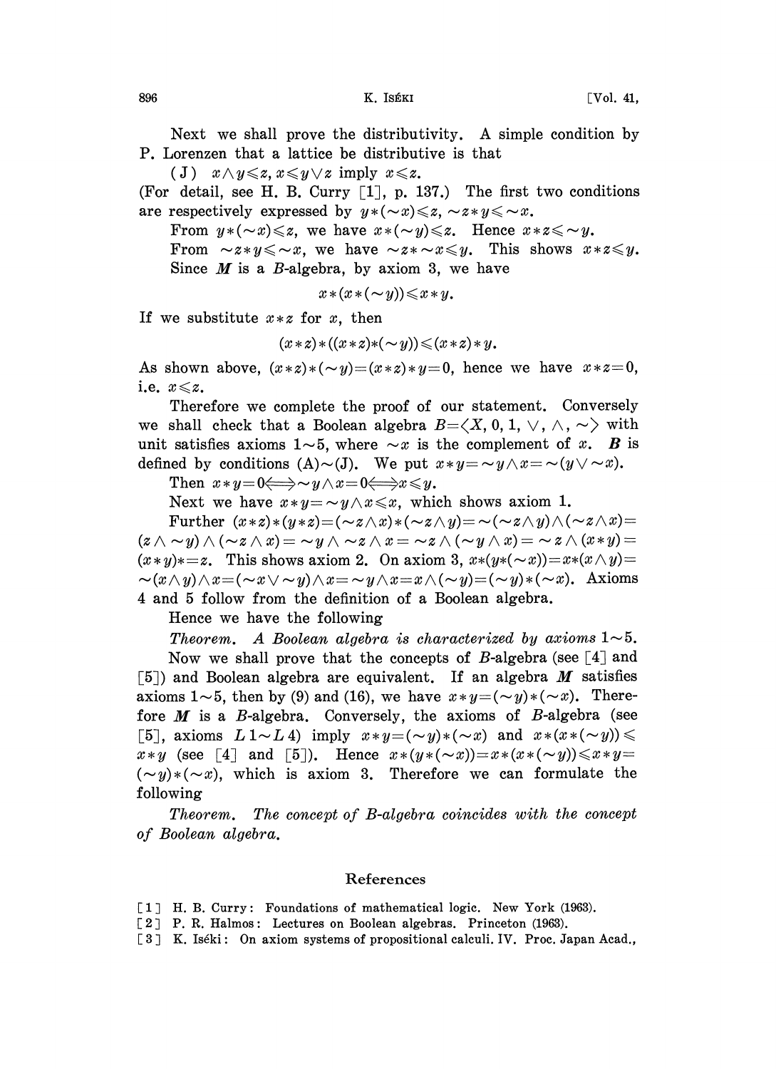Next we shall prove the distributivity. A simple condition by P. Lorenzen that a lattice be distributive is that

(J) $x \wedge y \leqslant z$, $x \leqslant y \vee z$ imply $x \leqslant z$.

(For detail, see H. B. Curry [1], p. 137.) The first two conditions are respectively expressed by $y*(\sim x) \leqslant z$, $\sim z * y \leqslant \sim x$.

From $y*(\sim x) \leqslant z$, we have $x*(\sim y) \leqslant z$. Hence $x*z \leqslant \sim y$.

From $\sim z * y \leqslant \sim x$, we have $\sim z * \sim x \leqslant y$. This shows $x*z \leqslant y$.

Since $\boldsymbol{M}$ is a $B$-algebra, by axiom 3, we have

$$x*(x*(\sim y)) \leqslant x*y.$$

If we substitute $x*z$ for $x$, then

$$(x*z)*((x*z)*(\sim y)) \leqslant (x*z)*y.$$

As shown above, $(x*z)*(\sim y) = (x*z)*y = 0$, hence we have $x*z = 0$, i.e. $x \leqslant z$.

Therefore we complete the proof of our statement. Conversely we shall check that a Boolean algebra $B = \langle X, 0, 1, \vee, \wedge, \sim \rangle$ with unit satisfies axioms 1~5, where $\sim x$ is the complement of $x$. $\boldsymbol{B}$ is defined by conditions (A)~(J). We put $x*y = \sim y \wedge x = \sim(y \vee \sim x)$.

Then $x*y = 0 \Longleftrightarrow \sim y \wedge x = 0 \Longleftrightarrow x \leqslant y$.

Next we have $x*y = \sim y \wedge x \leqslant x$, which shows axiom 1.

Further $(x*z)*(y*z) = (\sim z \wedge x)*(\sim z \wedge y) = \sim(\sim z \wedge y) \wedge (\sim z \wedge x) = (z \wedge \sim y) \wedge (\sim z \wedge x) = \sim y \wedge \sim z \wedge x = \sim z \wedge (\sim y \wedge x) = \sim z \wedge (x*y) = (x*y)*=z$. This shows axiom 2. On axiom 3, $x*(y*(\sim x)) = x*(x \wedge y) = \sim(x \wedge y) \wedge x = (\sim x \vee \sim y) \wedge x = \sim y \wedge x = x \wedge (\sim y) = (\sim y)*(\sim x)$. Axioms 4 and 5 follow from the definition of a Boolean algebra.

Hence we have the following

*Theorem. A Boolean algebra is characterized by axioms* 1~5.

Now we shall prove that the concepts of $B$-algebra (see [4] and [5]) and Boolean algebra are equivalent. If an algebra $\boldsymbol{M}$ satisfies axioms 1~5, then by (9) and (16), we have $x*y = (\sim y)*(\sim x)$. Therefore $\boldsymbol{M}$ is a $B$-algebra. Conversely, the axioms of $B$-algebra (see [5], axioms $L1 \sim L4$) imply $x*y = (\sim y)*(\sim x)$ and $x*(x*(\sim y)) \leqslant x*y$ (see [4] and [5]). Hence $x*(y*(\sim x)) = x*(x*(\sim y)) \leqslant x*y = (\sim y)*(\sim x)$, which is axiom 3. Therefore we can formulate the following

*Theorem. The concept of $B$-algebra coincides with the concept of Boolean algebra.*

## References

[1] H. B. Curry: Foundations of mathematical logic. New York (1963).

[2] P. R. Halmos: Lectures on Boolean algebras. Princeton (1963).

[3] K. Iséki: On axiom systems of propositional calculi. IV. Proc. Japan Acad.,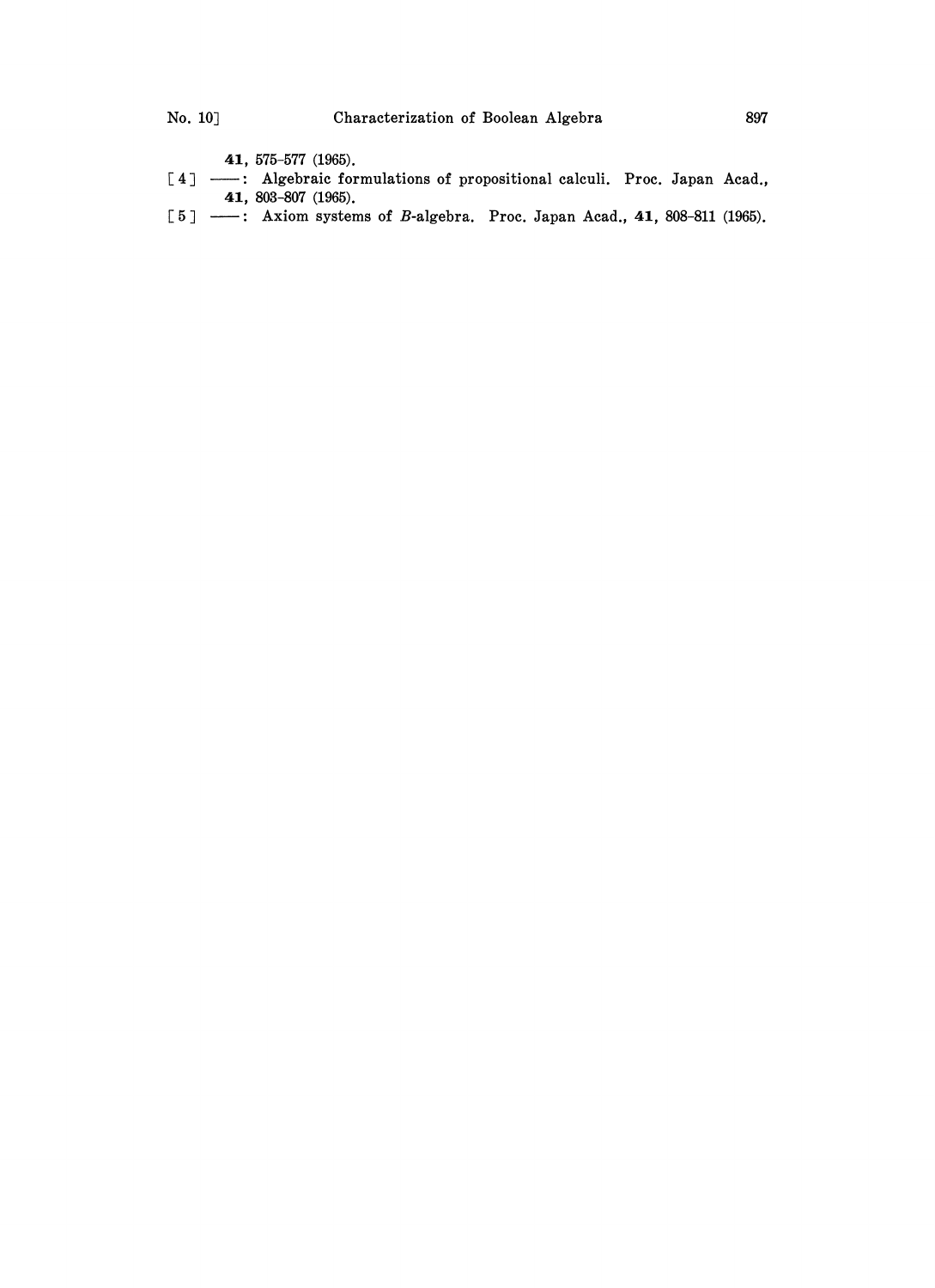41, 575–577 (1965).

[4] ——: Algebraic formulations of propositional calculi. Proc. Japan Acad., **41**, 803–807 (1965).

[5] ——: Axiom systems of *B*-algebra. Proc. Japan Acad., **41**, 808–811 (1965).